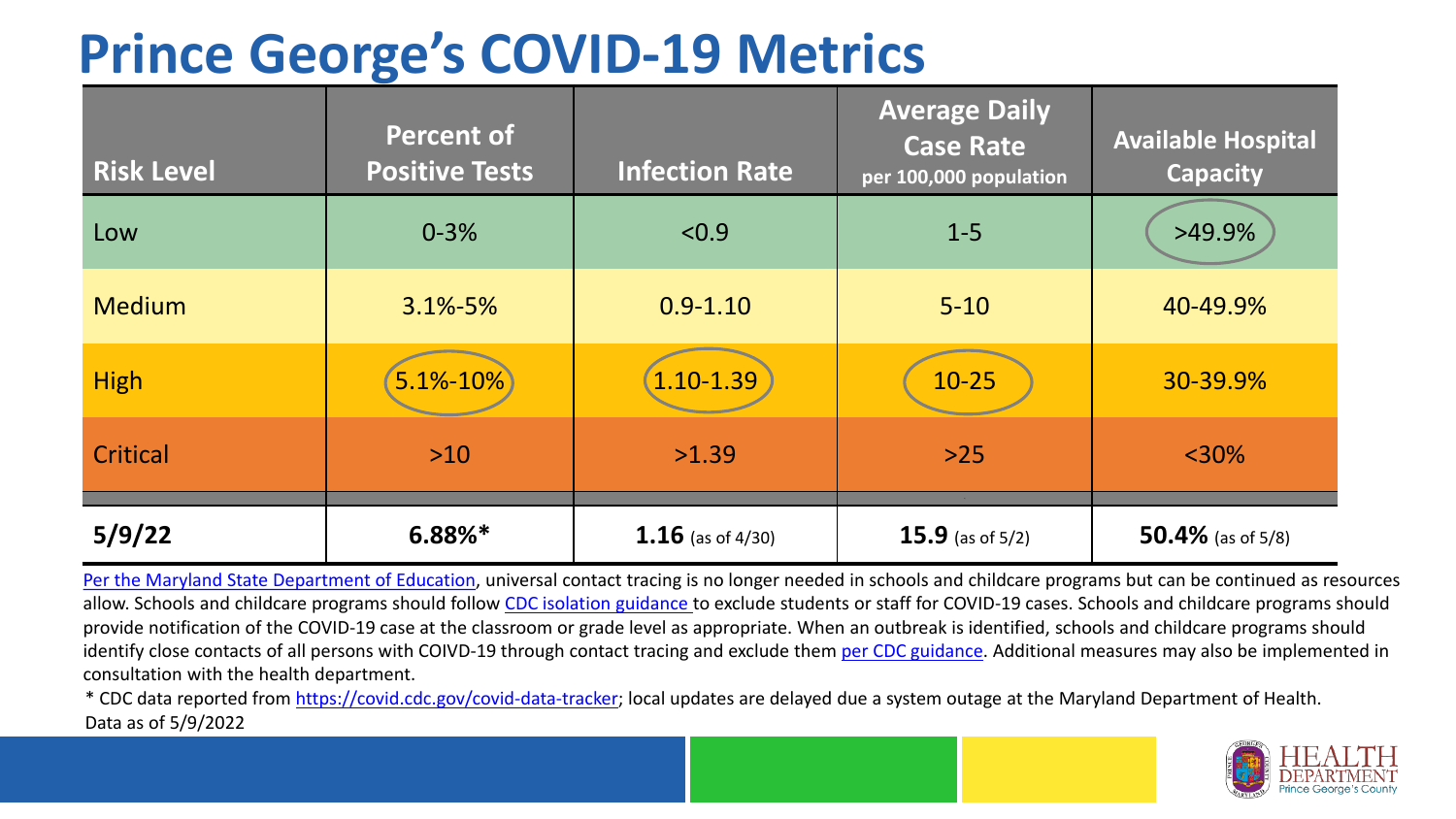# Prince George's COVID-19 Metrics

| Risk Level | Percent of Positive Tests | Infection Rate | Average Daily Case Rate per 100,000 population | Available Hospital Capacity |
|---|---|---|---|---|
| Low | 0-3% | <0.9 | 1-5 | >49.9% |
| Medium | 3.1%-5% | 0.9-1.10 | 5-10 | 40-49.9% |
| High | 5.1%-10% | 1.10-1.39 | 10-25 | 30-39.9% |
| Critical | >10 | >1.39 | >25 | <30% |
| **5/9/22** | **6.88%*** | **1.16** (as of 4/30) | **15.9** (as of 5/2) | **50.4%** (as of 5/8) |

Per the Maryland State Department of Education, universal contact tracing is no longer needed in schools and childcare programs but can be continued as resources allow. Schools and childcare programs should follow CDC isolation guidance to exclude students or staff for COVID-19 cases. Schools and childcare programs should provide notification of the COVID-19 case at the classroom or grade level as appropriate. When an outbreak is identified, schools and childcare programs should identify close contacts of all persons with COIVD-19 through contact tracing and exclude them per CDC guidance. Additional measures may also be implemented in consultation with the health department.

* CDC data reported from https://covid.cdc.gov/covid-data-tracker; local updates are delayed due a system outage at the Maryland Department of Health.

Data as of 5/9/2022

HEALTH DEPARTMENT Prince George's County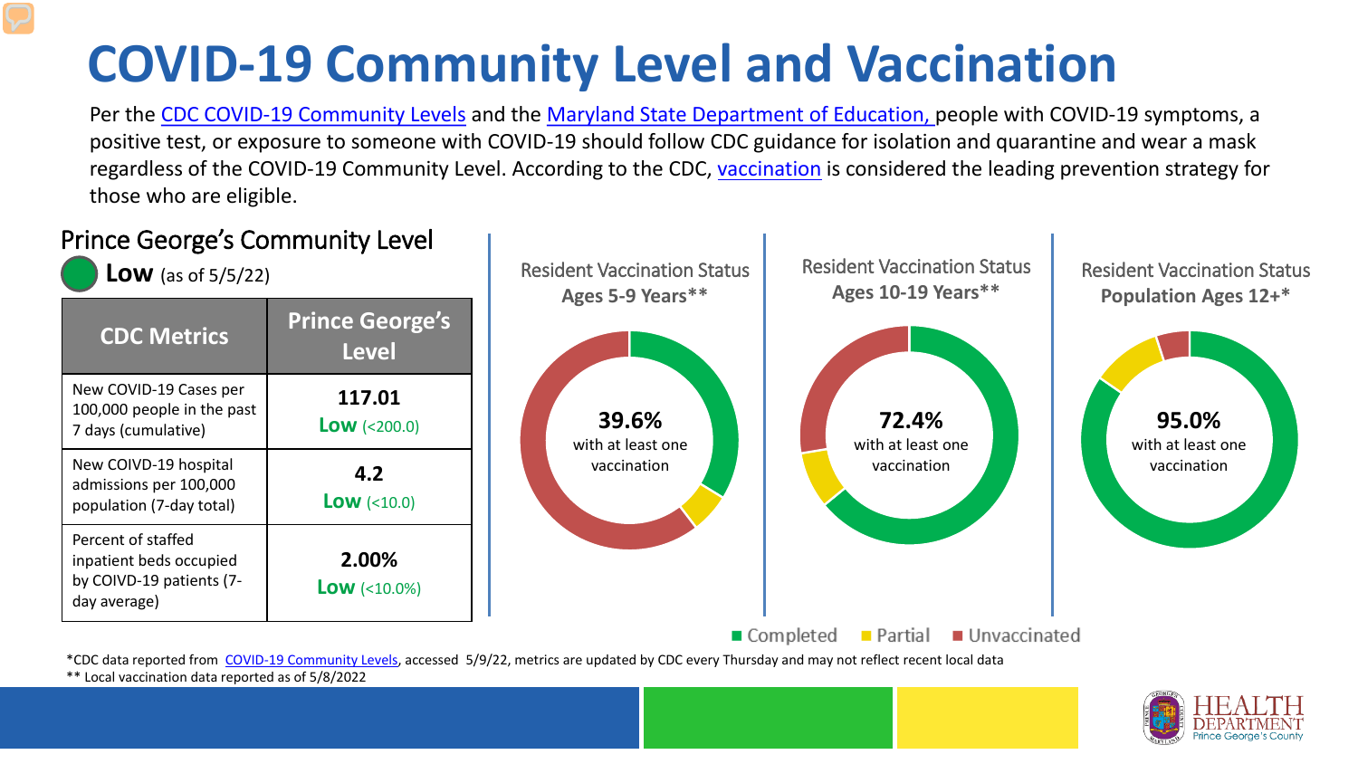# COVID-19 Community Level and Vaccination

Per the CDC COVID-19 Community Levels and the Maryland State Department of Education, people with COVID-19 symptoms, a positive test, or exposure to someone with COVID-19 should follow CDC guidance for isolation and quarantine and wear a mask regardless of the COVID-19 Community Level. According to the CDC, vaccination is considered the leading prevention strategy for those who are eligible.

## Prince George's Community Level

**Low** (as of 5/5/22)

| CDC Metrics | Prince George's Level |
| --- | --- |
| New COVID-19 Cases per 100,000 people in the past 7 days (cumulative) | **117.01** **Low** (<200.0) |
| New COIVD-19 hospital admissions per 100,000 population (7-day total) | **4.2** **Low** (<10.0) |
| Percent of staffed inpatient beds occupied by COIVD-19 patients (7-day average) | **2.00%** **Low** (<10.0%) |

### Resident Vaccination Status Ages 5-9 Years**

**39.6%** with at least one vaccination

### Resident Vaccination Status Ages 10-19 Years**

**72.4%** with at least one vaccination

### Resident Vaccination Status Population Ages 12+*

**95.0%** with at least one vaccination

Completed | Partial | Unvaccinated

*CDC data reported from COVID-19 Community Levels, accessed 5/9/22, metrics are updated by CDC every Thursday and may not reflect recent local data

** Local vaccination data reported as of 5/8/2022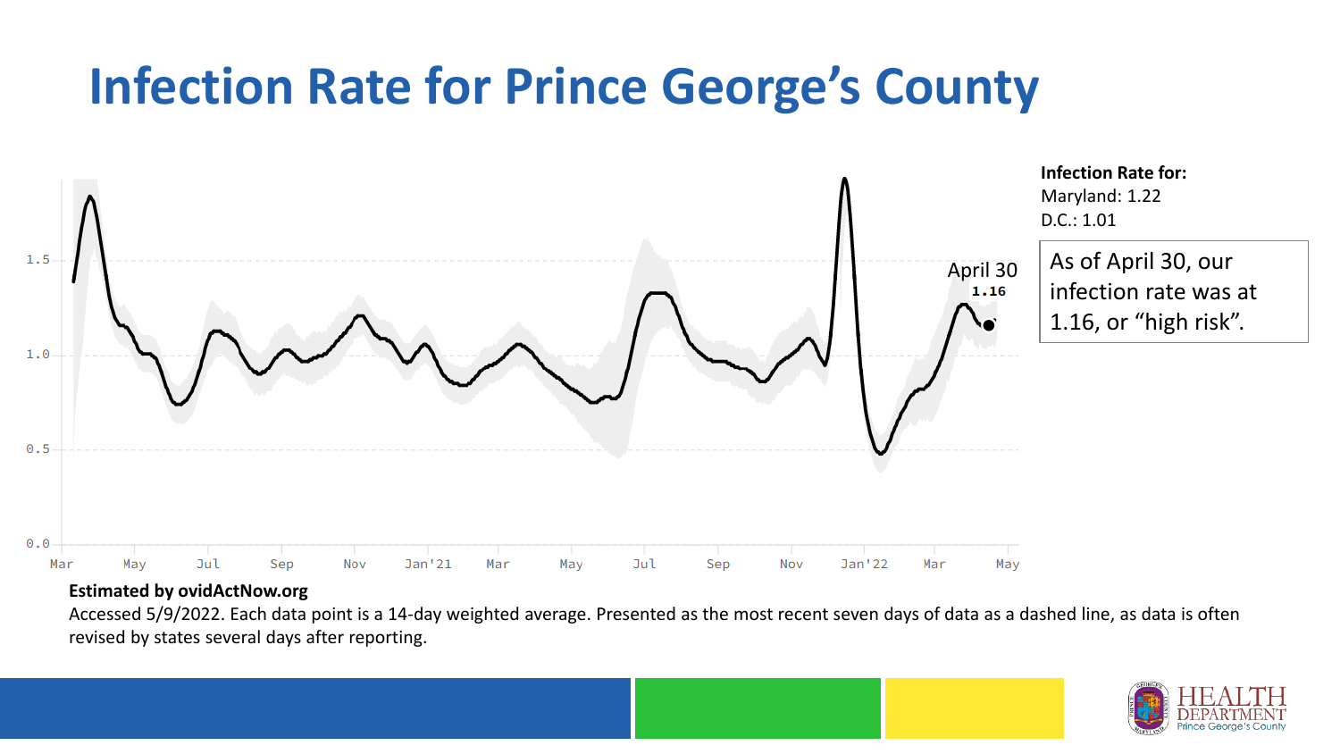# Infection Rate for Prince George's County

**Infection Rate for:**
Maryland: 1.22
D.C.: 1.01

As of April 30, our infection rate was at 1.16, or "high risk".

April 30
1.16

1.5
1.0
0.5
0.0

Mar May Jul Sep Nov Jan'21 Mar May Jul Sep Nov Jan'22 Mar May

**Estimated by ovidActNow.org**

Accessed 5/9/2022. Each data point is a 14-day weighted average. Presented as the most recent seven days of data as a dashed line, as data is often revised by states several days after reporting.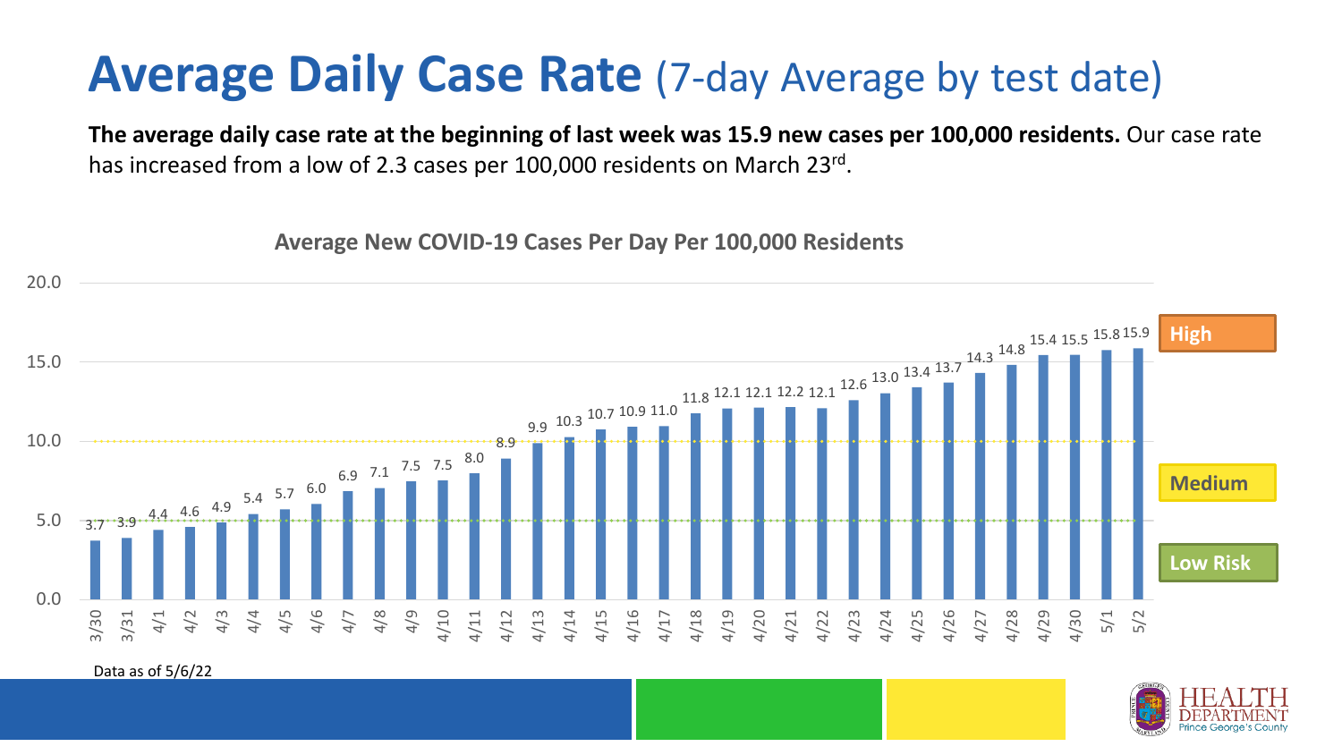# Average Daily Case Rate (7-day Average by test date)

**The average daily case rate at the beginning of last week was 15.9 new cases per 100,000 residents.** Our case rate has increased from a low of 2.3 cases per 100,000 residents on March 23rd.

**Average New COVID-19 Cases Per Day Per 100,000 Residents**

| Date | Cases per 100,000 |
|---|---|
| 3/30 | 3.7 |
| 3/31 | 3.9 |
| 4/1 | 4.4 |
| 4/2 | 4.6 |
| 4/3 | 4.9 |
| 4/4 | 5.4 |
| 4/5 | 5.7 |
| 4/6 | 6.0 |
| 4/7 | 6.9 |
| 4/8 | 7.1 |
| 4/9 | 7.5 |
| 4/10 | 7.5 |
| 4/11 | 8.0 |
| 4/12 | 8.9 |
| 4/13 | 9.9 |
| 4/14 | 10.3 |
| 4/15 | 10.7 |
| 4/16 | 10.9 |
| 4/17 | 11.0 |
| 4/18 | 11.8 |
| 4/19 | 12.1 |
| 4/20 | 12.1 |
| 4/21 | 12.2 |
| 4/22 | 12.1 |
| 4/23 | 12.6 |
| 4/24 | 13.0 |
| 4/25 | 13.4 |
| 4/26 | 13.7 |
| 4/27 | 14.3 |
| 4/28 | 14.8 |
| 4/29 | 15.4 |
| 4/30 | 15.5 |
| 5/1 | 15.8 |
| 5/2 | 15.9 |

Risk levels: High (≥ 10.0), Medium (5.0–10.0), Low Risk (< 5.0)

Data as of 5/6/22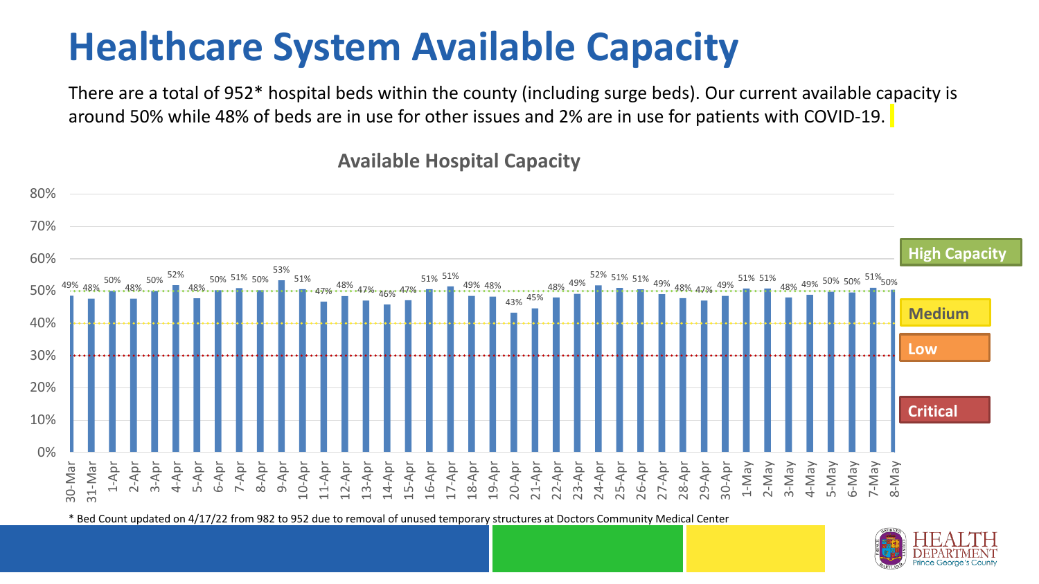# Healthcare System Available Capacity

There are a total of 952* hospital beds within the county (including surge beds). Our current available capacity is around 50% while 48% of beds are in use for other issues and 2% are in use for patients with COVID-19.

Available Hospital Capacity

80%
70%
60%
50%
40%
30%
20%
10%
0%

49% 48% 50% 48% 50% 52% 48% 50% 51% 50% 53% 51% 47% 48% 47% 46% 47% 51% 51% 49% 48% 43% 45% 48% 49% 52% 51% 51% 49% 48% 47% 49% 51% 51% 48% 49% 50% 50% 51% 50%

30-Mar 31-Mar 1-Apr 2-Apr 3-Apr 4-Apr 5-Apr 6-Apr 7-Apr 8-Apr 9-Apr 10-Apr 11-Apr 12-Apr 13-Apr 14-Apr 15-Apr 16-Apr 17-Apr 18-Apr 19-Apr 20-Apr 21-Apr 22-Apr 23-Apr 24-Apr 25-Apr 26-Apr 27-Apr 28-Apr 29-Apr 30-Apr 1-May 2-May 3-May 4-May 5-May 6-May 7-May 8-May

High Capacity
Medium
Low
Critical

* Bed Count updated on 4/17/22 from 982 to 952 due to removal of unused temporary structures at Doctors Community Medical Center

HEALTH DEPARTMENT Prince George's County